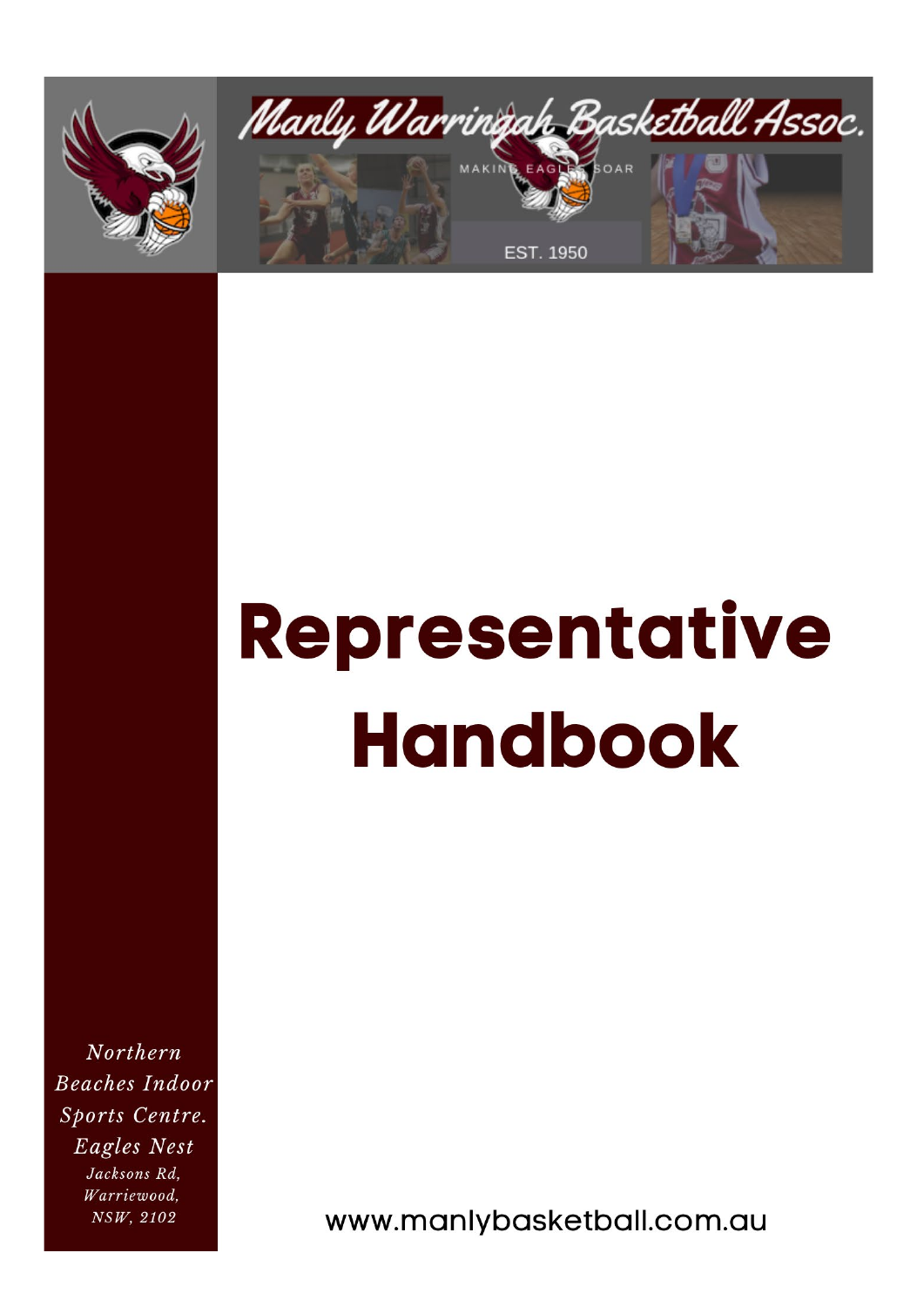Manly Warringah Basketball Assoc.

MAKING EAGLES SOAR

EST. 1950

# Representative Handbook

*Northern Beaches Indoor Sports Centre. Eagles Nest*

*Jacksons Rd, Warriewood, NSW, 2102*

www.manlybasketball.com.au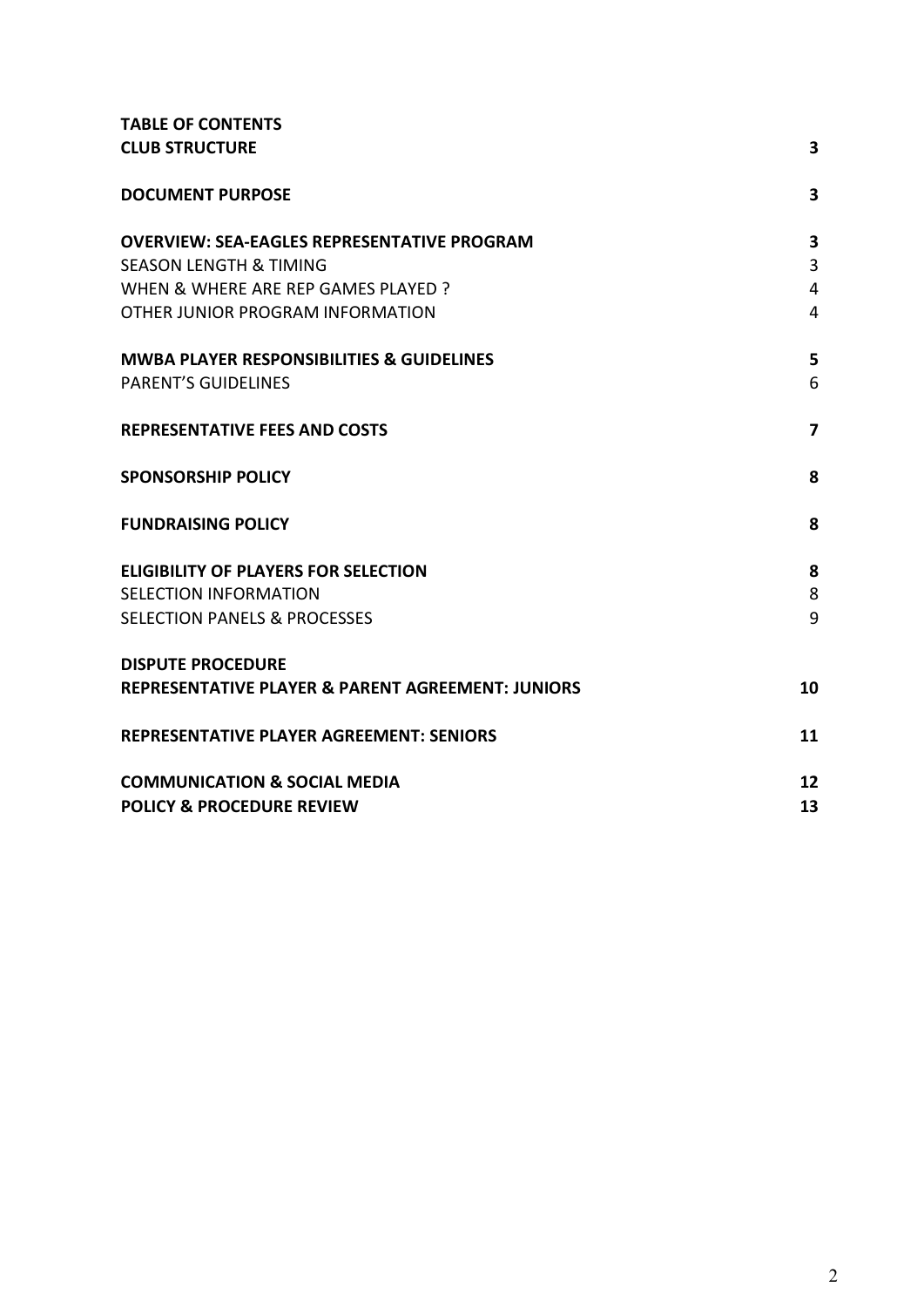**TABLE OF CONTENTS**

| | |
|---|---|
| **CLUB STRUCTURE** | **3** |
| **DOCUMENT PURPOSE** | **3** |
| **OVERVIEW: SEA-EAGLES REPRESENTATIVE PROGRAM** | **3** |
| SEASON LENGTH & TIMING | 3 |
| WHEN & WHERE ARE REP GAMES PLAYED ? | 4 |
| OTHER JUNIOR PROGRAM INFORMATION | 4 |
| **MWBA PLAYER RESPONSIBILITIES & GUIDELINES** | **5** |
| PARENT'S GUIDELINES | 6 |
| **REPRESENTATIVE FEES AND COSTS** | **7** |
| **SPONSORSHIP POLICY** | **8** |
| **FUNDRAISING POLICY** | **8** |
| **ELIGIBILITY OF PLAYERS FOR SELECTION** | **8** |
| SELECTION INFORMATION | 8 |
| SELECTION PANELS & PROCESSES | 9 |
| **DISPUTE PROCEDURE** | |
| **REPRESENTATIVE PLAYER & PARENT AGREEMENT: JUNIORS** | **10** |
| **REPRESENTATIVE PLAYER AGREEMENT: SENIORS** | **11** |
| **COMMUNICATION & SOCIAL MEDIA** | **12** |
| **POLICY & PROCEDURE REVIEW** | **13** |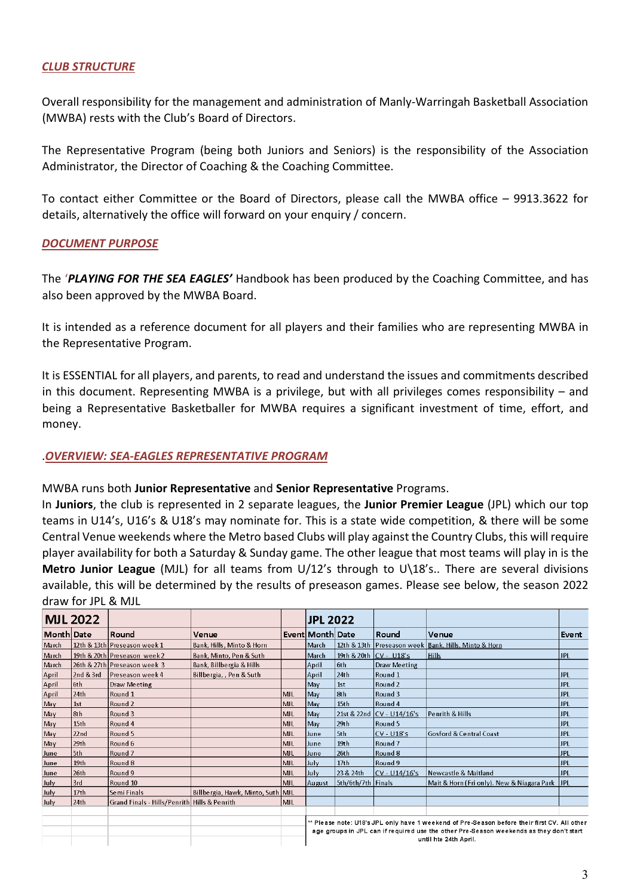## ***CLUB STRUCTURE***

Overall responsibility for the management and administration of Manly-Warringah Basketball Association (MWBA) rests with the Club's Board of Directors.

The Representative Program (being both Juniors and Seniors) is the responsibility of the Association Administrator, the Director of Coaching & the Coaching Committee.

To contact either Committee or the Board of Directors, please call the MWBA office – 9913.3622 for details, alternatively the office will forward on your enquiry / concern.

## ***DOCUMENT PURPOSE***

The '***PLAYING FOR THE SEA EAGLES'*** Handbook has been produced by the Coaching Committee, and has also been approved by the MWBA Board.

It is intended as a reference document for all players and their families who are representing MWBA in the Representative Program.

It is ESSENTIAL for all players, and parents, to read and understand the issues and commitments described in this document. Representing MWBA is a privilege, but with all privileges comes responsibility – and being a Representative Basketballer for MWBA requires a significant investment of time, effort, and money.

## .***OVERVIEW: SEA-EAGLES REPRESENTATIVE PROGRAM***

MWBA runs both **Junior Representative** and **Senior Representative** Programs.

In **Juniors**, the club is represented in 2 separate leagues, the **Junior Premier League** (JPL) which our top teams in U14's, U16's & U18's may nominate for. This is a state wide competition, & there will be some Central Venue weekends where the Metro based Clubs will play against the Country Clubs, this will require player availability for both a Saturday & Sunday game. The other league that most teams will play in is the **Metro Junior League** (MJL) for all teams from U/12's through to U\18's.. There are several divisions available, this will be determined by the results of preseason games. Please see below, the season 2022 draw for JPL & MJL

**MJL 2022**

| Month | Date | Round | Venue | Event |
|---|---|---|---|---|
| March | 12th & 13th | Preseason week 1 | Bank, Hills, Minto & Horn | |
| March | 19th & 20th | Preseason week 2 | Bank, Minto, Pen & Suth | |
| March | 26th & 27th | Preseason week 3 | Bank, Billbergia & Hills | |
| April | 2nd & 3rd | Preseason week 4 | Billbergia, , Pen & Suth | |
| April | 6th | Draw Meeting | | |
| April | 24th | Round 1 | | MJL |
| May | 1st | Round 2 | | MJL |
| May | 8th | Round 3 | | MJL |
| May | 15th | Round 4 | | MJL |
| May | 22nd | Round 5 | | MJL |
| May | 29th | Round 6 | | MJL |
| June | 5th | Round 7 | | MJL |
| June | 19th | Round 8 | | MJL |
| June | 26th | Round 9 | | MJL |
| July | 3rd | Round 10 | | MJL |
| July | 17th | Semi Finals | Billbergia, Hawk, Minto, Suth | MJL |
| July | 24th | Grand Finals - Hills/Penrith | Hills & Penrith | MJL |

**JPL 2022**

| Month | Date | Round | Venue | Event |
|---|---|---|---|---|
| March | 12th & 13th | Preseason week | Bank, Hills, Minto & Horn | |
| March | 19th & 20th | CV - U18's | Hills | JPL |
| April | 6th | Draw Meeting | | |
| April | 24th | Round 1 | | JPL |
| May | 1st | Round 2 | | JPL |
| May | 8th | Round 3 | | JPL |
| May | 15th | Round 4 | | JPL |
| May | 21st & 22nd | CV - U14/16's | Penrith & Hills | JPL |
| June | 5th | CV - U18's | Gosford & Central Coast | JPL |
| June | 19th | Round 7 | | JPL |
| June | 26th | Round 8 | | JPL |
| July | 17th | Round 9 | | JPL |
| July | 23 & 24th | CV - U14/16's | Newcastle & Maitland | JPL |
| August | 5th/6th/7th | Finals | Mait & Horn (Fri only). New & Niagara Park | JPL |

** Please note: U18's JPL only have 1 weekend of Pre-Season before their first CV. All other age groups in JPL can if required use the other Pre-Season weekends as they don't start until hte 24th April.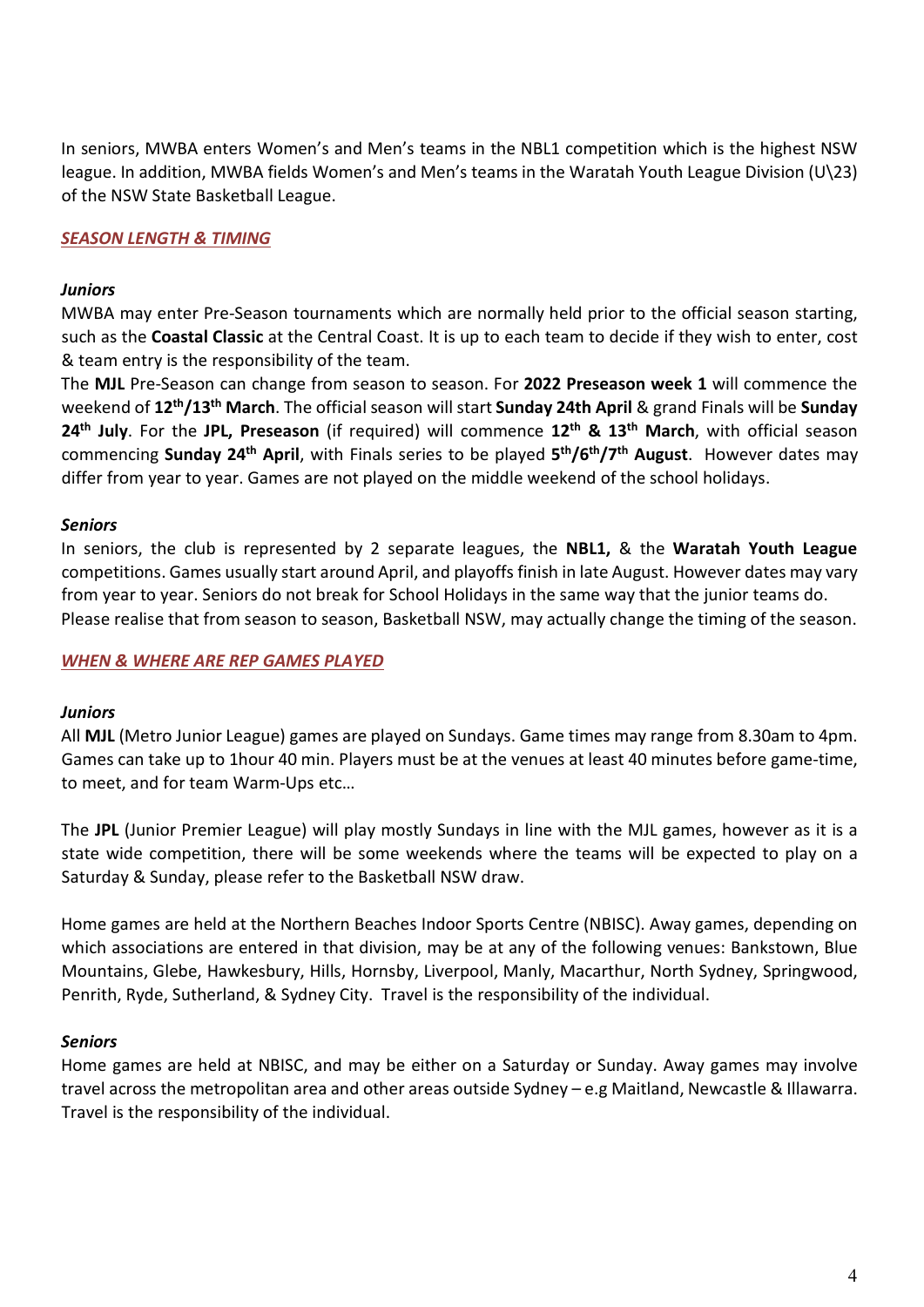In seniors, MWBA enters Women's and Men's teams in the NBL1 competition which is the highest NSW league. In addition, MWBA fields Women's and Men's teams in the Waratah Youth League Division (U\23) of the NSW State Basketball League.

## ***SEASON LENGTH & TIMING***

***Juniors***

MWBA may enter Pre-Season tournaments which are normally held prior to the official season starting, such as the **Coastal Classic** at the Central Coast. It is up to each team to decide if they wish to enter, cost & team entry is the responsibility of the team.

The **MJL** Pre-Season can change from season to season. For **2022 Preseason week 1** will commence the weekend of **12th/13th March**. The official season will start **Sunday 24th April** & grand Finals will be **Sunday 24th July**. For the **JPL, Preseason** (if required) will commence **12th & 13th March**, with official season commencing **Sunday 24th April**, with Finals series to be played **5th/6th/7th August**. However dates may differ from year to year. Games are not played on the middle weekend of the school holidays.

***Seniors***

In seniors, the club is represented by 2 separate leagues, the **NBL1,** & the **Waratah Youth League** competitions. Games usually start around April, and playoffs finish in late August. However dates may vary from year to year. Seniors do not break for School Holidays in the same way that the junior teams do.
Please realise that from season to season, Basketball NSW, may actually change the timing of the season.

## ***WHEN & WHERE ARE REP GAMES PLAYED***

***Juniors***

All **MJL** (Metro Junior League) games are played on Sundays. Game times may range from 8.30am to 4pm. Games can take up to 1hour 40 min. Players must be at the venues at least 40 minutes before game-time, to meet, and for team Warm-Ups etc…

The **JPL** (Junior Premier League) will play mostly Sundays in line with the MJL games, however as it is a state wide competition, there will be some weekends where the teams will be expected to play on a Saturday & Sunday, please refer to the Basketball NSW draw.

Home games are held at the Northern Beaches Indoor Sports Centre (NBISC). Away games, depending on which associations are entered in that division, may be at any of the following venues: Bankstown, Blue Mountains, Glebe, Hawkesbury, Hills, Hornsby, Liverpool, Manly, Macarthur, North Sydney, Springwood, Penrith, Ryde, Sutherland, & Sydney City. Travel is the responsibility of the individual.

***Seniors***

Home games are held at NBISC, and may be either on a Saturday or Sunday. Away games may involve travel across the metropolitan area and other areas outside Sydney – e.g Maitland, Newcastle & Illawarra. Travel is the responsibility of the individual.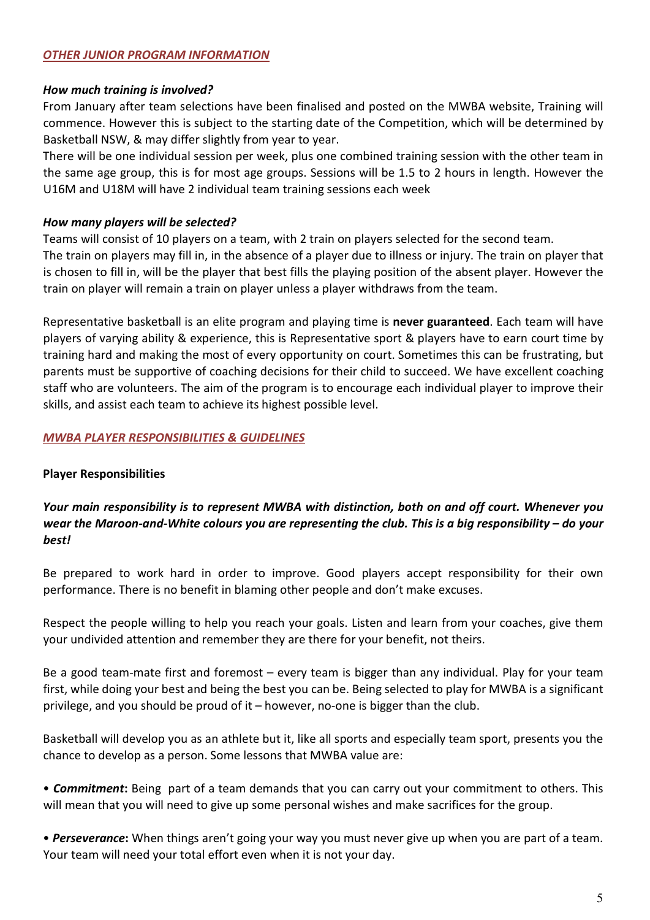## *OTHER JUNIOR PROGRAM INFORMATION*

***How much training is involved?***

From January after team selections have been finalised and posted on the MWBA website, Training will commence. However this is subject to the starting date of the Competition, which will be determined by Basketball NSW, & may differ slightly from year to year.

There will be one individual session per week, plus one combined training session with the other team in the same age group, this is for most age groups. Sessions will be 1.5 to 2 hours in length. However the U16M and U18M will have 2 individual team training sessions each week

***How many players will be selected?***

Teams will consist of 10 players on a team, with 2 train on players selected for the second team.

The train on players may fill in, in the absence of a player due to illness or injury. The train on player that is chosen to fill in, will be the player that best fills the playing position of the absent player. However the train on player will remain a train on player unless a player withdraws from the team.

Representative basketball is an elite program and playing time is **never guaranteed**. Each team will have players of varying ability & experience, this is Representative sport & players have to earn court time by training hard and making the most of every opportunity on court. Sometimes this can be frustrating, but parents must be supportive of coaching decisions for their child to succeed. We have excellent coaching staff who are volunteers. The aim of the program is to encourage each individual player to improve their skills, and assist each team to achieve its highest possible level.

## *MWBA PLAYER RESPONSIBILITIES & GUIDELINES*

### Player Responsibilities

***Your main responsibility is to represent MWBA with distinction, both on and off court. Whenever you wear the Maroon-and-White colours you are representing the club. This is a big responsibility – do your best!***

Be prepared to work hard in order to improve. Good players accept responsibility for their own performance. There is no benefit in blaming other people and don't make excuses.

Respect the people willing to help you reach your goals. Listen and learn from your coaches, give them your undivided attention and remember they are there for your benefit, not theirs.

Be a good team-mate first and foremost – every team is bigger than any individual. Play for your team first, while doing your best and being the best you can be. Being selected to play for MWBA is a significant privilege, and you should be proud of it – however, no-one is bigger than the club.

Basketball will develop you as an athlete but it, like all sports and especially team sport, presents you the chance to develop as a person. Some lessons that MWBA value are:

- ***Commitment*:** Being part of a team demands that you can carry out your commitment to others. This will mean that you will need to give up some personal wishes and make sacrifices for the group.

- ***Perseverance*:** When things aren't going your way you must never give up when you are part of a team. Your team will need your total effort even when it is not your day.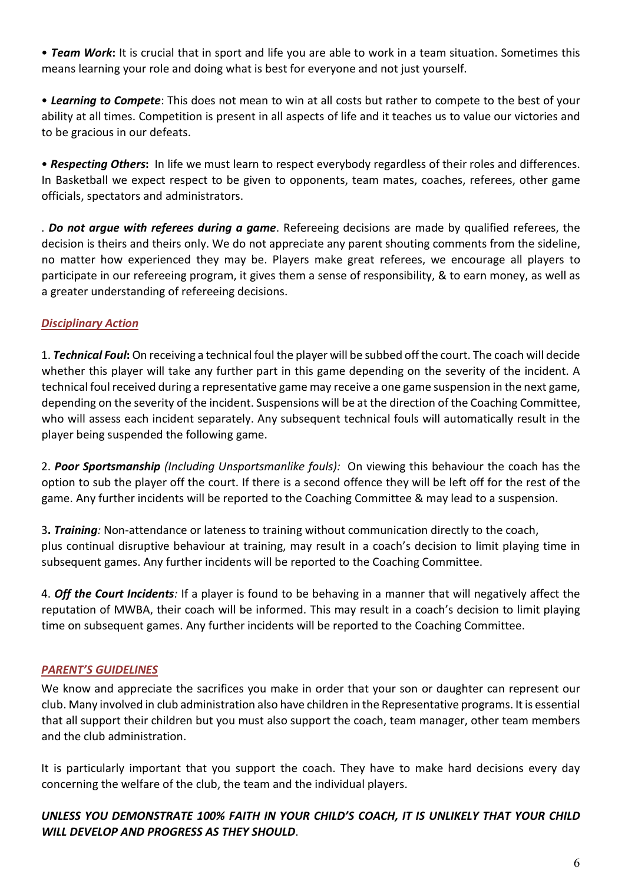• ***Team Work*:** It is crucial that in sport and life you are able to work in a team situation. Sometimes this means learning your role and doing what is best for everyone and not just yourself.

• ***Learning to Compete***: This does not mean to win at all costs but rather to compete to the best of your ability at all times. Competition is present in all aspects of life and it teaches us to value our victories and to be gracious in our defeats.

• ***Respecting Others*:** In life we must learn to respect everybody regardless of their roles and differences. In Basketball we expect respect to be given to opponents, team mates, coaches, referees, other game officials, spectators and administrators.

. ***Do not argue with referees during a game***. Refereeing decisions are made by qualified referees, the decision is theirs and theirs only. We do not appreciate any parent shouting comments from the sideline, no matter how experienced they may be. Players make great referees, we encourage all players to participate in our refereeing program, it gives them a sense of responsibility, & to earn money, as well as a greater understanding of refereeing decisions.

## ***Disciplinary Action***

1. ***Technical Foul*:** On receiving a technical foul the player will be subbed off the court. The coach will decide whether this player will take any further part in this game depending on the severity of the incident. A technical foul received during a representative game may receive a one game suspension in the next game, depending on the severity of the incident. Suspensions will be at the direction of the Coaching Committee, who will assess each incident separately. Any subsequent technical fouls will automatically result in the player being suspended the following game.

2. ***Poor Sportsmanship*** *(Including Unsportsmanlike fouls):* On viewing this behaviour the coach has the option to sub the player off the court. If there is a second offence they will be left off for the rest of the game. Any further incidents will be reported to the Coaching Committee & may lead to a suspension.

3. ***Training****:* Non-attendance or lateness to training without communication directly to the coach, plus continual disruptive behaviour at training, may result in a coach's decision to limit playing time in subsequent games. Any further incidents will be reported to the Coaching Committee.

4. ***Off the Court Incidents****:* If a player is found to be behaving in a manner that will negatively affect the reputation of MWBA, their coach will be informed. This may result in a coach's decision to limit playing time on subsequent games. Any further incidents will be reported to the Coaching Committee.

## ***PARENT'S GUIDELINES***

We know and appreciate the sacrifices you make in order that your son or daughter can represent our club. Many involved in club administration also have children in the Representative programs. It is essential that all support their children but you must also support the coach, team manager, other team members and the club administration.

It is particularly important that you support the coach. They have to make hard decisions every day concerning the welfare of the club, the team and the individual players.

***UNLESS YOU DEMONSTRATE 100% FAITH IN YOUR CHILD'S COACH, IT IS UNLIKELY THAT YOUR CHILD WILL DEVELOP AND PROGRESS AS THEY SHOULD***.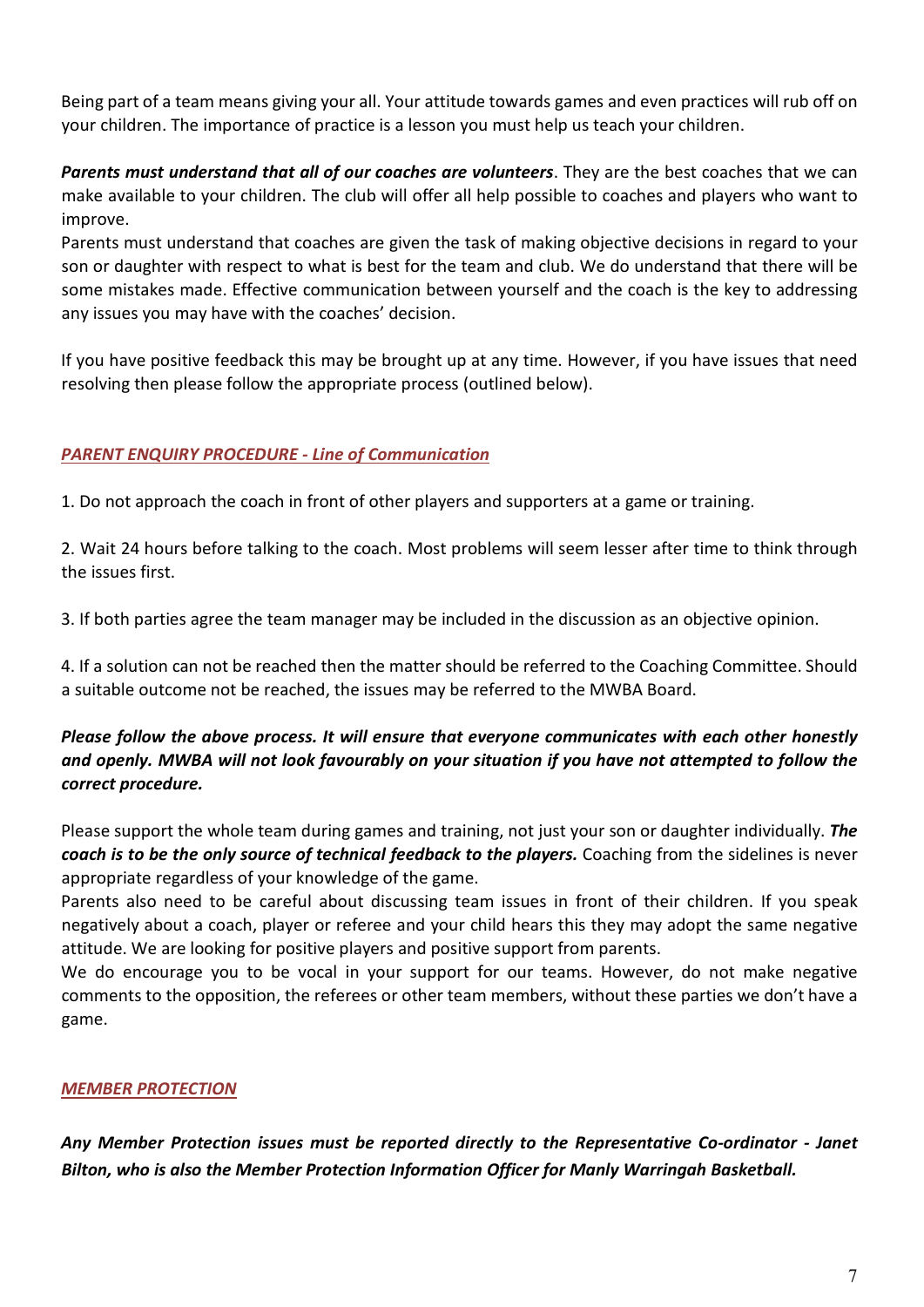Being part of a team means giving your all. Your attitude towards games and even practices will rub off on your children. The importance of practice is a lesson you must help us teach your children.

***Parents must understand that all of our coaches are volunteers***. They are the best coaches that we can make available to your children. The club will offer all help possible to coaches and players who want to improve.
Parents must understand that coaches are given the task of making objective decisions in regard to your son or daughter with respect to what is best for the team and club. We do understand that there will be some mistakes made. Effective communication between yourself and the coach is the key to addressing any issues you may have with the coaches' decision.

If you have positive feedback this may be brought up at any time. However, if you have issues that need resolving then please follow the appropriate process (outlined below).

## ***PARENT ENQUIRY PROCEDURE - Line of Communication***

1. Do not approach the coach in front of other players and supporters at a game or training.

2. Wait 24 hours before talking to the coach. Most problems will seem lesser after time to think through the issues first.

3. If both parties agree the team manager may be included in the discussion as an objective opinion.

4. If a solution can not be reached then the matter should be referred to the Coaching Committee. Should a suitable outcome not be reached, the issues may be referred to the MWBA Board.

***Please follow the above process. It will ensure that everyone communicates with each other honestly and openly. MWBA will not look favourably on your situation if you have not attempted to follow the correct procedure.***

Please support the whole team during games and training, not just your son or daughter individually. ***The coach is to be the only source of technical feedback to the players.*** Coaching from the sidelines is never appropriate regardless of your knowledge of the game.
Parents also need to be careful about discussing team issues in front of their children. If you speak negatively about a coach, player or referee and your child hears this they may adopt the same negative attitude. We are looking for positive players and positive support from parents.
We do encourage you to be vocal in your support for our teams. However, do not make negative comments to the opposition, the referees or other team members, without these parties we don't have a game.

## ***MEMBER PROTECTION***

***Any Member Protection issues must be reported directly to the Representative Co-ordinator - Janet Bilton, who is also the Member Protection Information Officer for Manly Warringah Basketball.***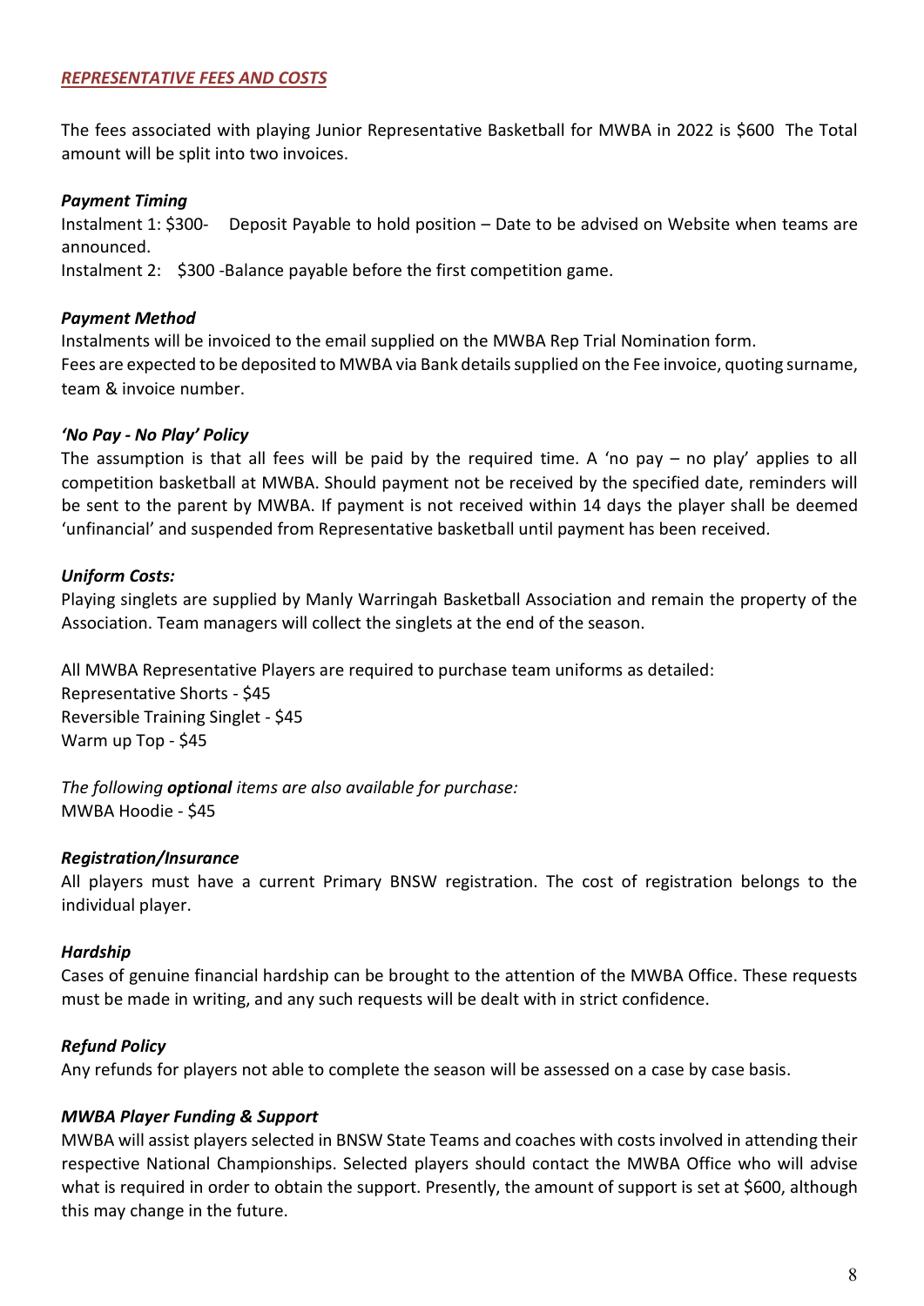## *REPRESENTATIVE FEES AND COSTS*

The fees associated with playing Junior Representative Basketball for MWBA in 2022 is $600 The Total amount will be split into two invoices.

***Payment Timing***

Instalment 1: $300- Deposit Payable to hold position – Date to be advised on Website when teams are announced.
Instalment 2: $300 -Balance payable before the first competition game.

***Payment Method***

Instalments will be invoiced to the email supplied on the MWBA Rep Trial Nomination form.
Fees are expected to be deposited to MWBA via Bank details supplied on the Fee invoice, quoting surname, team & invoice number.

***'No Pay - No Play' Policy***

The assumption is that all fees will be paid by the required time. A 'no pay – no play' applies to all competition basketball at MWBA. Should payment not be received by the specified date, reminders will be sent to the parent by MWBA. If payment is not received within 14 days the player shall be deemed 'unfinancial' and suspended from Representative basketball until payment has been received.

***Uniform Costs:***

Playing singlets are supplied by Manly Warringah Basketball Association and remain the property of the Association. Team managers will collect the singlets at the end of the season.

All MWBA Representative Players are required to purchase team uniforms as detailed:
Representative Shorts - $45
Reversible Training Singlet - $45
Warm up Top - $45

*The following **optional** items are also available for purchase:*
MWBA Hoodie - $45

***Registration/Insurance***

All players must have a current Primary BNSW registration. The cost of registration belongs to the individual player.

***Hardship***

Cases of genuine financial hardship can be brought to the attention of the MWBA Office. These requests must be made in writing, and any such requests will be dealt with in strict confidence.

***Refund Policy***

Any refunds for players not able to complete the season will be assessed on a case by case basis.

***MWBA Player Funding & Support***

MWBA will assist players selected in BNSW State Teams and coaches with costs involved in attending their respective National Championships. Selected players should contact the MWBA Office who will advise what is required in order to obtain the support. Presently, the amount of support is set at $600, although this may change in the future.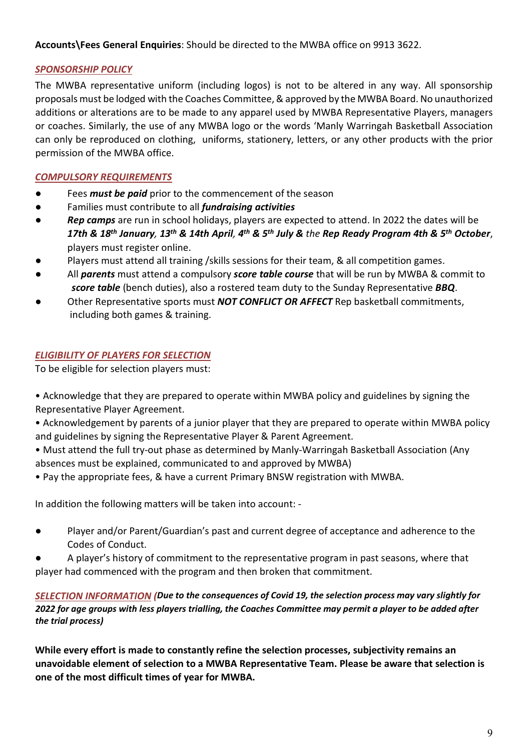**Accounts\Fees General Enquiries**: Should be directed to the MWBA office on 9913 3622.

## *SPONSORSHIP POLICY*

The MWBA representative uniform (including logos) is not to be altered in any way. All sponsorship proposals must be lodged with the Coaches Committee, & approved by the MWBA Board. No unauthorized additions or alterations are to be made to any apparel used by MWBA Representative Players, managers or coaches. Similarly, the use of any MWBA logo or the words 'Manly Warringah Basketball Association can only be reproduced on clothing, uniforms, stationery, letters, or any other products with the prior permission of the MWBA office.

## *COMPULSORY REQUIREMENTS*

- Fees ***must be paid*** prior to the commencement of the season
- Families must contribute to all ***fundraising activities***
- ***Rep camps*** are run in school holidays, players are expected to attend. In 2022 the dates will be ***17th & 18th January, 13th & 14th April, 4th & 5th July &*** *the* ***Rep Ready Program 4th & 5th October***, players must register online.
- Players must attend all training /skills sessions for their team, & all competition games.
- All ***parents*** must attend a compulsory ***score table course*** that will be run by MWBA & commit to ***score table*** (bench duties), also a rostered team duty to the Sunday Representative ***BBQ***.
- Other Representative sports must ***NOT CONFLICT OR AFFECT*** Rep basketball commitments, including both games & training.

## *ELIGIBILITY OF PLAYERS FOR SELECTION*

To be eligible for selection players must:

- Acknowledge that they are prepared to operate within MWBA policy and guidelines by signing the Representative Player Agreement.
- Acknowledgement by parents of a junior player that they are prepared to operate within MWBA policy and guidelines by signing the Representative Player & Parent Agreement.
- Must attend the full try-out phase as determined by Manly-Warringah Basketball Association (Any absences must be explained, communicated to and approved by MWBA)
- Pay the appropriate fees, & have a current Primary BNSW registration with MWBA.

In addition the following matters will be taken into account: -

- Player and/or Parent/Guardian's past and current degree of acceptance and adherence to the Codes of Conduct.
- A player's history of commitment to the representative program in past seasons, where that player had commenced with the program and then broken that commitment.

## *SELECTION INFORMATION* ***(Due to the consequences of Covid 19, the selection process may vary slightly for 2022 for age groups with less players trialling, the Coaches Committee may permit a player to be added after the trial process)***

**While every effort is made to constantly refine the selection processes, subjectivity remains an unavoidable element of selection to a MWBA Representative Team. Please be aware that selection is one of the most difficult times of year for MWBA.**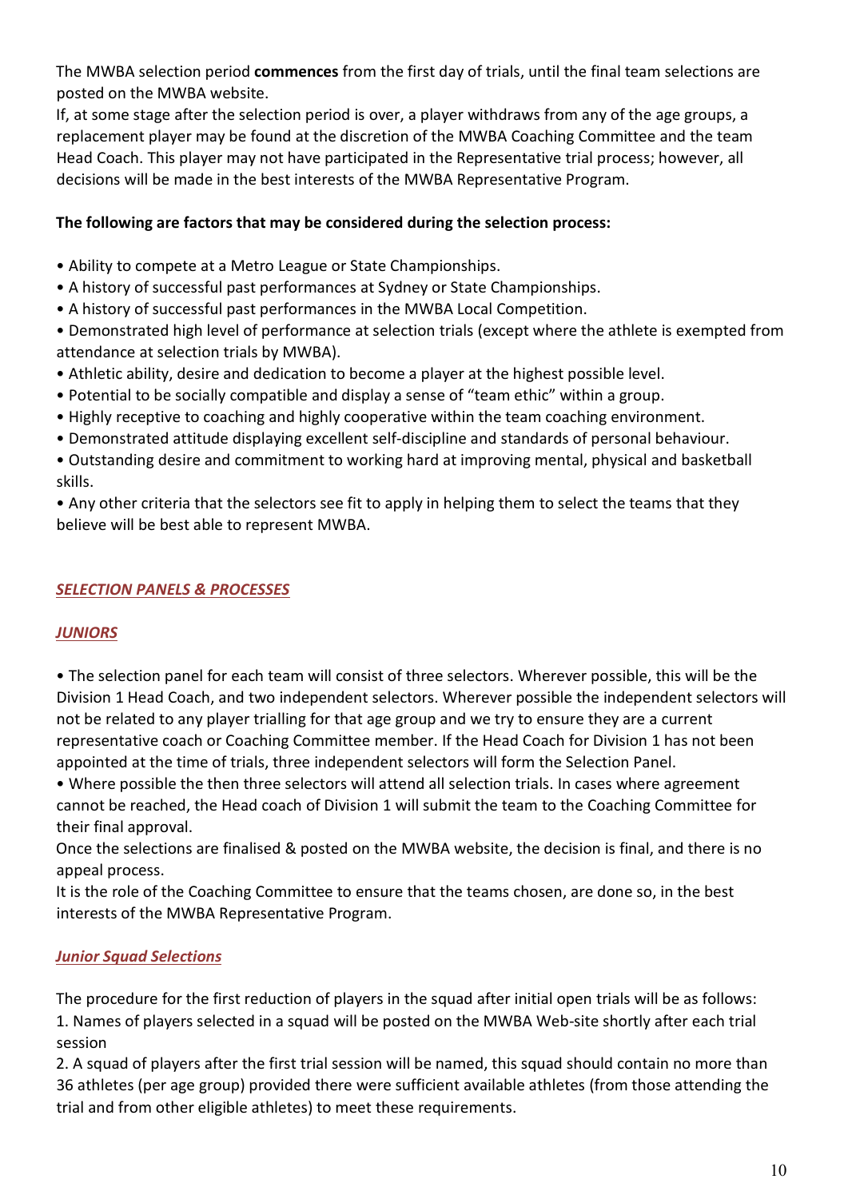The MWBA selection period **commences** from the first day of trials, until the final team selections are posted on the MWBA website.
If, at some stage after the selection period is over, a player withdraws from any of the age groups, a replacement player may be found at the discretion of the MWBA Coaching Committee and the team Head Coach. This player may not have participated in the Representative trial process; however, all decisions will be made in the best interests of the MWBA Representative Program.

**The following are factors that may be considered during the selection process:**

- Ability to compete at a Metro League or State Championships.
- A history of successful past performances at Sydney or State Championships.
- A history of successful past performances in the MWBA Local Competition.
- Demonstrated high level of performance at selection trials (except where the athlete is exempted from attendance at selection trials by MWBA).
- Athletic ability, desire and dedication to become a player at the highest possible level.
- Potential to be socially compatible and display a sense of "team ethic" within a group.
- Highly receptive to coaching and highly cooperative within the team coaching environment.
- Demonstrated attitude displaying excellent self-discipline and standards of personal behaviour.
- Outstanding desire and commitment to working hard at improving mental, physical and basketball skills.
- Any other criteria that the selectors see fit to apply in helping them to select the teams that they believe will be best able to represent MWBA.

## *SELECTION PANELS & PROCESSES*

### *JUNIORS*

- The selection panel for each team will consist of three selectors. Wherever possible, this will be the Division 1 Head Coach, and two independent selectors. Wherever possible the independent selectors will not be related to any player trialling for that age group and we try to ensure they are a current representative coach or Coaching Committee member. If the Head Coach for Division 1 has not been appointed at the time of trials, three independent selectors will form the Selection Panel.
- Where possible the then three selectors will attend all selection trials. In cases where agreement cannot be reached, the Head coach of Division 1 will submit the team to the Coaching Committee for their final approval.

Once the selections are finalised & posted on the MWBA website, the decision is final, and there is no appeal process.
It is the role of the Coaching Committee to ensure that the teams chosen, are done so, in the best interests of the MWBA Representative Program.

### *Junior Squad Selections*

The procedure for the first reduction of players in the squad after initial open trials will be as follows:
1. Names of players selected in a squad will be posted on the MWBA Web-site shortly after each trial session
2. A squad of players after the first trial session will be named, this squad should contain no more than 36 athletes (per age group) provided there were sufficient available athletes (from those attending the trial and from other eligible athletes) to meet these requirements.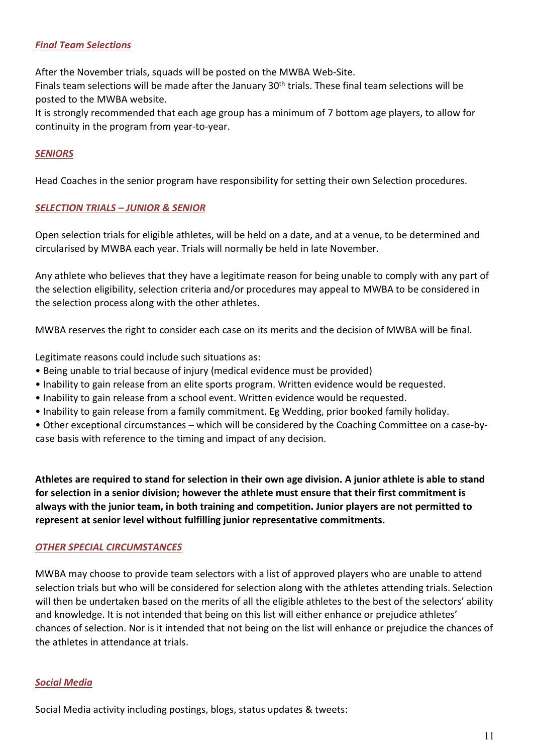### *Final Team Selections*

After the November trials, squads will be posted on the MWBA Web-Site.
Finals team selections will be made after the January 30th trials. These final team selections will be posted to the MWBA website.
It is strongly recommended that each age group has a minimum of 7 bottom age players, to allow for continuity in the program from year-to-year.

### *SENIORS*

Head Coaches in the senior program have responsibility for setting their own Selection procedures.

### *SELECTION TRIALS – JUNIOR & SENIOR*

Open selection trials for eligible athletes, will be held on a date, and at a venue, to be determined and circularised by MWBA each year. Trials will normally be held in late November.

Any athlete who believes that they have a legitimate reason for being unable to comply with any part of the selection eligibility, selection criteria and/or procedures may appeal to MWBA to be considered in the selection process along with the other athletes.

MWBA reserves the right to consider each case on its merits and the decision of MWBA will be final.

Legitimate reasons could include such situations as:

- Being unable to trial because of injury (medical evidence must be provided)
- Inability to gain release from an elite sports program. Written evidence would be requested.
- Inability to gain release from a school event. Written evidence would be requested.
- Inability to gain release from a family commitment. Eg Wedding, prior booked family holiday.
- Other exceptional circumstances – which will be considered by the Coaching Committee on a case-by-case basis with reference to the timing and impact of any decision.

**Athletes are required to stand for selection in their own age division. A junior athlete is able to stand for selection in a senior division; however the athlete must ensure that their first commitment is always with the junior team, in both training and competition. Junior players are not permitted to represent at senior level without fulfilling junior representative commitments.**

### *OTHER SPECIAL CIRCUMSTANCES*

MWBA may choose to provide team selectors with a list of approved players who are unable to attend selection trials but who will be considered for selection along with the athletes attending trials. Selection will then be undertaken based on the merits of all the eligible athletes to the best of the selectors' ability and knowledge. It is not intended that being on this list will either enhance or prejudice athletes' chances of selection. Nor is it intended that not being on the list will enhance or prejudice the chances of the athletes in attendance at trials.

### *Social Media*

Social Media activity including postings, blogs, status updates & tweets: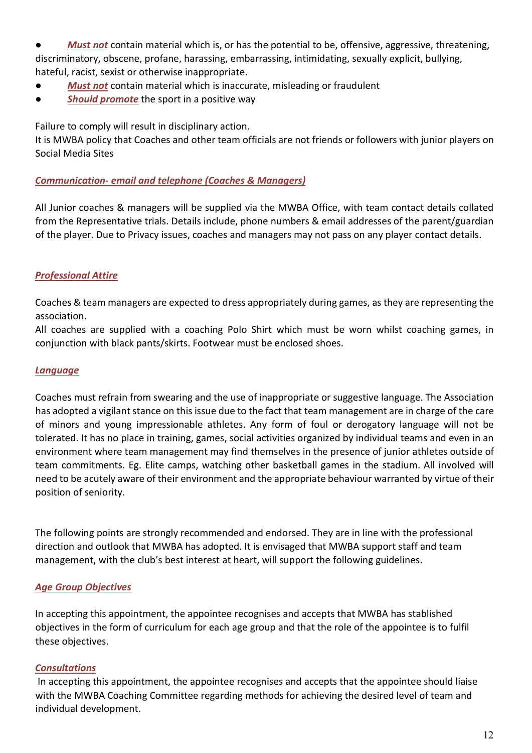- ***Must not*** contain material which is, or has the potential to be, offensive, aggressive, threatening, discriminatory, obscene, profane, harassing, embarrassing, intimidating, sexually explicit, bullying, hateful, racist, sexist or otherwise inappropriate.
- ***Must not*** contain material which is inaccurate, misleading or fraudulent
- ***Should promote*** the sport in a positive way

Failure to comply will result in disciplinary action.
It is MWBA policy that Coaches and other team officials are not friends or followers with junior players on Social Media Sites

### *Communication- email and telephone (Coaches & Managers)*

All Junior coaches & managers will be supplied via the MWBA Office, with team contact details collated from the Representative trials. Details include, phone numbers & email addresses of the parent/guardian of the player. Due to Privacy issues, coaches and managers may not pass on any player contact details.

### *Professional Attire*

Coaches & team managers are expected to dress appropriately during games, as they are representing the association.
All coaches are supplied with a coaching Polo Shirt which must be worn whilst coaching games, in conjunction with black pants/skirts. Footwear must be enclosed shoes.

### *Language*

Coaches must refrain from swearing and the use of inappropriate or suggestive language. The Association has adopted a vigilant stance on this issue due to the fact that team management are in charge of the care of minors and young impressionable athletes. Any form of foul or derogatory language will not be tolerated. It has no place in training, games, social activities organized by individual teams and even in an environment where team management may find themselves in the presence of junior athletes outside of team commitments. Eg. Elite camps, watching other basketball games in the stadium. All involved will need to be acutely aware of their environment and the appropriate behaviour warranted by virtue of their position of seniority.

The following points are strongly recommended and endorsed. They are in line with the professional direction and outlook that MWBA has adopted. It is envisaged that MWBA support staff and team management, with the club's best interest at heart, will support the following guidelines.

### *Age Group Objectives*

In accepting this appointment, the appointee recognises and accepts that MWBA has stablished objectives in the form of curriculum for each age group and that the role of the appointee is to fulfil these objectives.

### *Consultations*

In accepting this appointment, the appointee recognises and accepts that the appointee should liaise with the MWBA Coaching Committee regarding methods for achieving the desired level of team and individual development.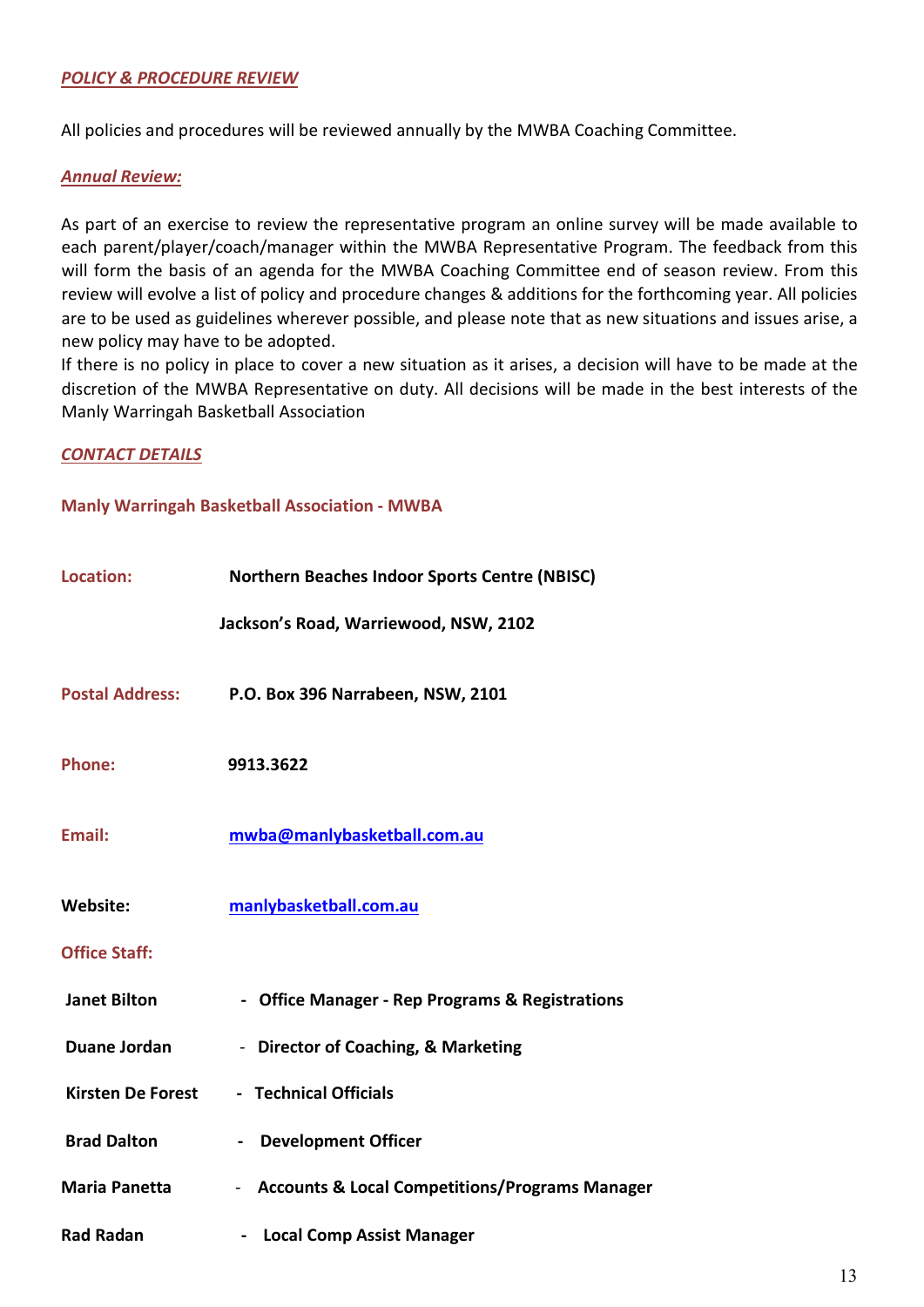## *POLICY & PROCEDURE REVIEW*

All policies and procedures will be reviewed annually by the MWBA Coaching Committee.

### *Annual Review:*

As part of an exercise to review the representative program an online survey will be made available to each parent/player/coach/manager within the MWBA Representative Program. The feedback from this will form the basis of an agenda for the MWBA Coaching Committee end of season review. From this review will evolve a list of policy and procedure changes & additions for the forthcoming year. All policies are to be used as guidelines wherever possible, and please note that as new situations and issues arise, a new policy may have to be adopted.

If there is no policy in place to cover a new situation as it arises, a decision will have to be made at the discretion of the MWBA Representative on duty. All decisions will be made in the best interests of the Manly Warringah Basketball Association

## *CONTACT DETAILS*

### Manly Warringah Basketball Association - MWBA

**Location:** **Northern Beaches Indoor Sports Centre (NBISC)**
**Jackson's Road, Warriewood, NSW, 2102**

**Postal Address:** **P.O. Box 396 Narrabeen, NSW, 2101**

**Phone:** **9913.3622**

**Email:** **mwba@manlybasketball.com.au**

**Website:** **manlybasketball.com.au**

**Office Staff:**

**Janet Bilton** - **Office Manager - Rep Programs & Registrations**

**Duane Jordan** - **Director of Coaching, & Marketing**

**Kirsten De Forest** - **Technical Officials**

**Brad Dalton** - **Development Officer**

**Maria Panetta** - **Accounts & Local Competitions/Programs Manager**

**Rad Radan** - **Local Comp Assist Manager**